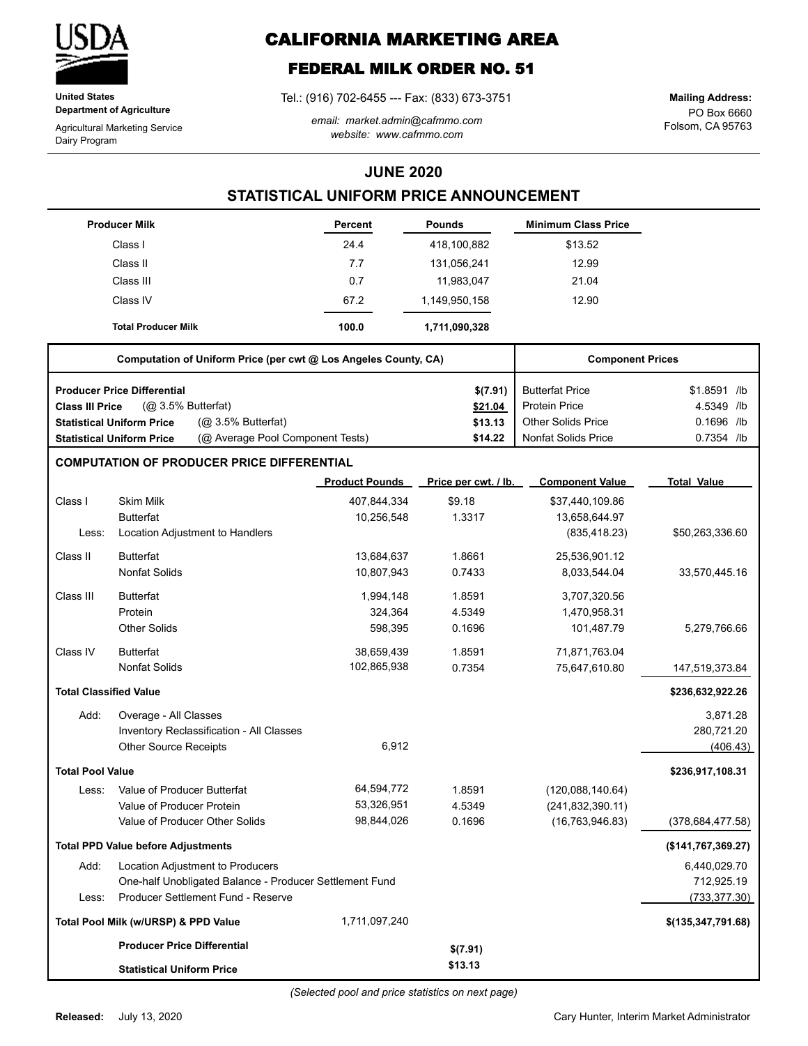**United States Department of Agriculture**

Agricultural Marketing Service
Dairy Program

# CALIFORNIA MARKETING AREA

## FEDERAL MILK ORDER NO. 51

Tel.: (916) 702-6455 --- Fax: (833) 673-3751

*email: market.admin@cafmmo.com*
*website: www.cafmmo.com*

**Mailing Address:**
PO Box 6660
Folsom, CA 95763

## JUNE 2020

## STATISTICAL UNIFORM PRICE ANNOUNCEMENT

| Producer Milk | Percent | Pounds | Minimum Class Price |
|---|---|---|---|
| Class I | 24.4 | 418,100,882 | $13.52 |
| Class II | 7.7 | 131,056,241 | 12.99 |
| Class III | 0.7 | 11,983,047 | 21.04 |
| Class IV | 67.2 | 1,149,950,158 | 12.90 |
| **Total Producer Milk** | **100.0** | **1,711,090,328** | |

| Computation of Uniform Price (per cwt @ Los Angeles County, CA) | | Component Prices | |
|---|---|---|---|
| **Producer Price Differential** | **$(7.91)** | Butterfat Price | $1.8591 /lb |
| **Class III Price** (@ 3.5% Butterfat) | **$21.04** | Protein Price | 4.5349 /lb |
| **Statistical Uniform Price** (@ 3.5% Butterfat) | **$13.13** | Other Solids Price | 0.1696 /lb |
| **Statistical Uniform Price** (@ Average Pool Component Tests) | **$14.22** | Nonfat Solids Price | 0.7354 /lb |

### COMPUTATION OF PRODUCER PRICE DIFFERENTIAL

| | | Product Pounds | Price per cwt. / lb. | Component Value | Total Value |
|---|---|---|---|---|---|
| Class I | Skim Milk | 407,844,334 | $9.18 | $37,440,109.86 | |
| | Butterfat | 10,256,548 | 1.3317 | 13,658,644.97 | |
| Less: | Location Adjustment to Handlers | | | (835,418.23) | $50,263,336.60 |
| Class II | Butterfat | 13,684,637 | 1.8661 | 25,536,901.12 | |
| | Nonfat Solids | 10,807,943 | 0.7433 | 8,033,544.04 | 33,570,445.16 |
| Class III | Butterfat | 1,994,148 | 1.8591 | 3,707,320.56 | |
| | Protein | 324,364 | 4.5349 | 1,470,958.31 | |
| | Other Solids | 598,395 | 0.1696 | 101,487.79 | 5,279,766.66 |
| Class IV | Butterfat | 38,659,439 | 1.8591 | 71,871,763.04 | |
| | Nonfat Solids | 102,865,938 | 0.7354 | 75,647,610.80 | 147,519,373.84 |
| **Total Classified Value** | | | | | **$236,632,922.26** |
| Add: | Overage - All Classes | | | | 3,871.28 |
| | Inventory Reclassification - All Classes | | | | 280,721.20 |
| | Other Source Receipts | 6,912 | | | (406.43) |
| **Total Pool Value** | | | | | **$236,917,108.31** |
| Less: | Value of Producer Butterfat | 64,594,772 | 1.8591 | (120,088,140.64) | |
| | Value of Producer Protein | 53,326,951 | 4.5349 | (241,832,390.11) | |
| | Value of Producer Other Solids | 98,844,026 | 0.1696 | (16,763,946.83) | (378,684,477.58) |
| **Total PPD Value before Adjustments** | | | | | **($141,767,369.27)** |
| Add: | Location Adjustment to Producers | | | | 6,440,029.70 |
| | One-half Unobligated Balance - Producer Settlement Fund | | | | 712,925.19 |
| Less: | Producer Settlement Fund - Reserve | | | | (733,377.30) |
| **Total Pool Milk (w/URSP) & PPD Value** | | 1,711,097,240 | | | **$(135,347,791.68)** |
| | **Producer Price Differential** | | **$(7.91)** | | |
| | **Statistical Uniform Price** | | **$13.13** | | |

*(Selected pool and price statistics on next page)*

**Released:** July 13, 2020

Cary Hunter, Interim Market Administrator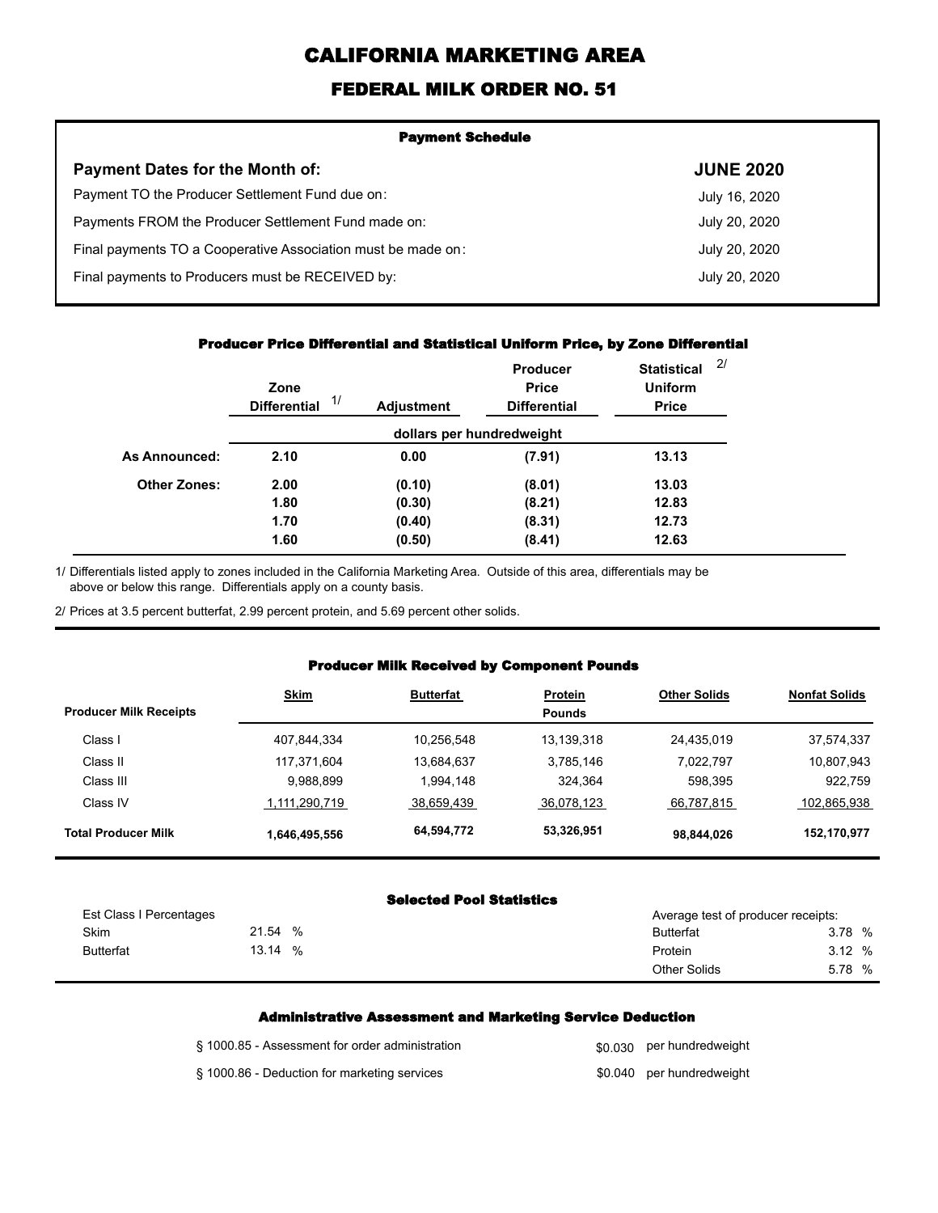# CALIFORNIA MARKETING AREA

## FEDERAL MILK ORDER NO. 51

### Payment Schedule

| Payment Dates for the Month of: | JUNE 2020 |
|---|---|
| Payment TO the Producer Settlement Fund due on: | July 16, 2020 |
| Payments FROM the Producer Settlement Fund made on: | July 20, 2020 |
| Final payments TO a Cooperative Association must be made on: | July 20, 2020 |
| Final payments to Producers must be RECEIVED by: | July 20, 2020 |

### Producer Price Differential and Statistical Uniform Price, by Zone Differential

| | Zone Differential 1/ | Adjustment | Producer Price Differential | Statistical Uniform Price 2/ |
|---|---|---|---|---|
| | dollars per hundredweight | | | |
| **As Announced:** | **2.10** | **0.00** | **(7.91)** | **13.13** |
| **Other Zones:** | **2.00** | **(0.10)** | **(8.01)** | **13.03** |
| | **1.80** | **(0.30)** | **(8.21)** | **12.83** |
| | **1.70** | **(0.40)** | **(8.31)** | **12.73** |
| | **1.60** | **(0.50)** | **(8.41)** | **12.63** |

1/ Differentials listed apply to zones included in the California Marketing Area. Outside of this area, differentials may be above or below this range. Differentials apply on a county basis.

2/ Prices at 3.5 percent butterfat, 2.99 percent protein, and 5.69 percent other solids.

### Producer Milk Received by Component Pounds

| Producer Milk Receipts | Skim | Butterfat | Protein | Other Solids | Nonfat Solids |
|---|---|---|---|---|---|
| | | | Pounds | | |
| Class I | 407,844,334 | 10,256,548 | 13,139,318 | 24,435,019 | 37,574,337 |
| Class II | 117,371,604 | 13,684,637 | 3,785,146 | 7,022,797 | 10,807,943 |
| Class III | 9,988,899 | 1,994,148 | 324,364 | 598,395 | 922,759 |
| Class IV | 1,111,290,719 | 38,659,439 | 36,078,123 | 66,787,815 | 102,865,938 |
| **Total Producer Milk** | **1,646,495,556** | **64,594,772** | **53,326,951** | **98,844,026** | **152,170,977** |

### Selected Pool Statistics

| Est Class I Percentages | | Average test of producer receipts: | |
|---|---|---|---|
| Skim | 21.54 % | Butterfat | 3.78 % |
| Butterfat | 13.14 % | Protein | 3.12 % |
| | | Other Solids | 5.78 % |

### Administrative Assessment and Marketing Service Deduction

| | |
|---|---|
| § 1000.85 - Assessment for order administration | $0.030 per hundredweight |
| § 1000.86 - Deduction for marketing services | $0.040 per hundredweight |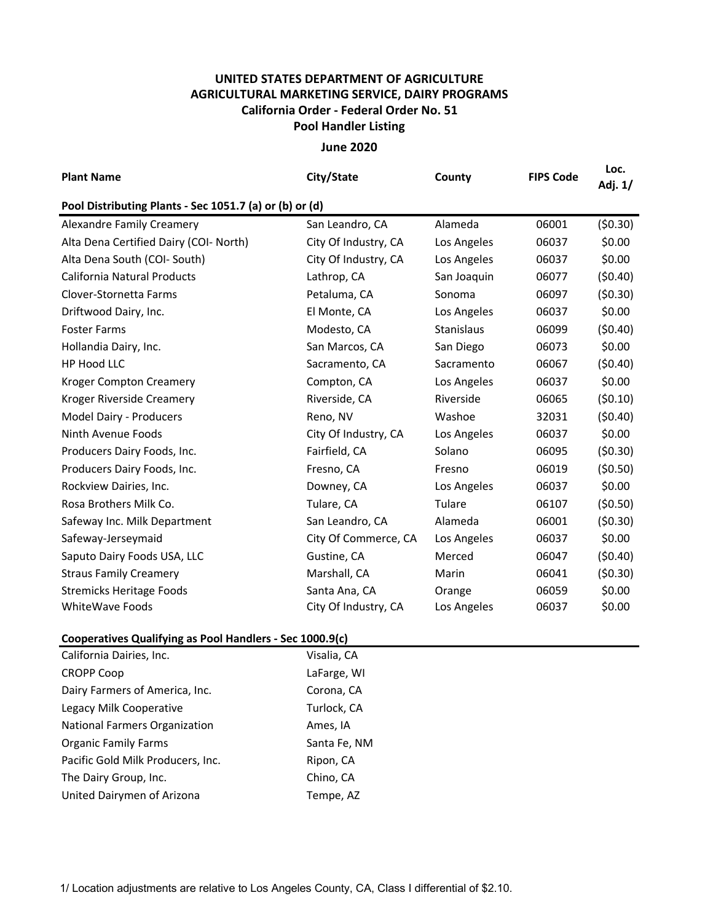**UNITED STATES DEPARTMENT OF AGRICULTURE**
**AGRICULTURAL MARKETING SERVICE, DAIRY PROGRAMS**
**California Order - Federal Order No. 51**
**Pool Handler Listing**

**June 2020**

| Plant Name | City/State | County | FIPS Code | Loc. Adj. 1/ |
|---|---|---|---|---|
| **Pool Distributing Plants - Sec 1051.7 (a) or (b) or (d)** | | | | |
| Alexandre Family Creamery | San Leandro, CA | Alameda | 06001 | ($0.30) |
| Alta Dena Certified Dairy (COI- North) | City Of Industry, CA | Los Angeles | 06037 | $0.00 |
| Alta Dena South (COI- South) | City Of Industry, CA | Los Angeles | 06037 | $0.00 |
| California Natural Products | Lathrop, CA | San Joaquin | 06077 | ($0.40) |
| Clover-Stornetta Farms | Petaluma, CA | Sonoma | 06097 | ($0.30) |
| Driftwood Dairy, Inc. | El Monte, CA | Los Angeles | 06037 | $0.00 |
| Foster Farms | Modesto, CA | Stanislaus | 06099 | ($0.40) |
| Hollandia Dairy, Inc. | San Marcos, CA | San Diego | 06073 | $0.00 |
| HP Hood LLC | Sacramento, CA | Sacramento | 06067 | ($0.40) |
| Kroger Compton Creamery | Compton, CA | Los Angeles | 06037 | $0.00 |
| Kroger Riverside Creamery | Riverside, CA | Riverside | 06065 | ($0.10) |
| Model Dairy - Producers | Reno, NV | Washoe | 32031 | ($0.40) |
| Ninth Avenue Foods | City Of Industry, CA | Los Angeles | 06037 | $0.00 |
| Producers Dairy Foods, Inc. | Fairfield, CA | Solano | 06095 | ($0.30) |
| Producers Dairy Foods, Inc. | Fresno, CA | Fresno | 06019 | ($0.50) |
| Rockview Dairies, Inc. | Downey, CA | Los Angeles | 06037 | $0.00 |
| Rosa Brothers Milk Co. | Tulare, CA | Tulare | 06107 | ($0.50) |
| Safeway Inc. Milk Department | San Leandro, CA | Alameda | 06001 | ($0.30) |
| Safeway-Jerseymaid | City Of Commerce, CA | Los Angeles | 06037 | $0.00 |
| Saputo Dairy Foods USA, LLC | Gustine, CA | Merced | 06047 | ($0.40) |
| Straus Family Creamery | Marshall, CA | Marin | 06041 | ($0.30) |
| Stremicks Heritage Foods | Santa Ana, CA | Orange | 06059 | $0.00 |
| WhiteWave Foods | City Of Industry, CA | Los Angeles | 06037 | $0.00 |

**Cooperatives Qualifying as Pool Handlers - Sec 1000.9(c)**

| | |
|---|---|
| California Dairies, Inc. | Visalia, CA |
| CROPP Coop | LaFarge, WI |
| Dairy Farmers of America, Inc. | Corona, CA |
| Legacy Milk Cooperative | Turlock, CA |
| National Farmers Organization | Ames, IA |
| Organic Family Farms | Santa Fe, NM |
| Pacific Gold Milk Producers, Inc. | Ripon, CA |
| The Dairy Group, Inc. | Chino, CA |
| United Dairymen of Arizona | Tempe, AZ |

1/ Location adjustments are relative to Los Angeles County, CA, Class I differential of $2.10.